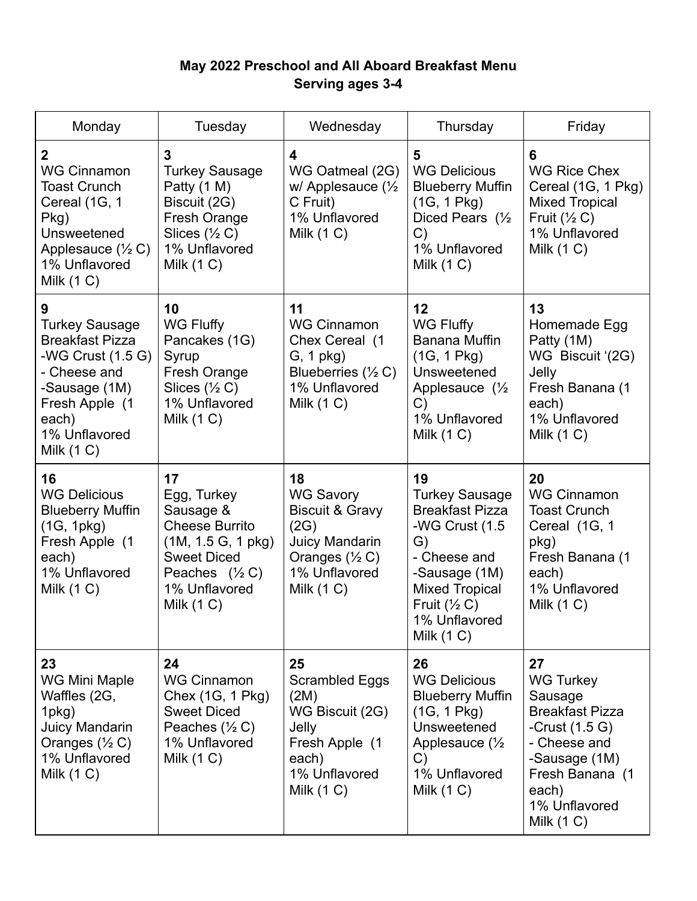**May 2022 Preschool and All Aboard Breakfast Menu**
**Serving ages 3-4**

| Monday | Tuesday | Wednesday | Thursday | Friday |
|---|---|---|---|---|
| **2**<br>WG Cinnamon Toast Crunch Cereal (1G, 1 Pkg)<br>Unsweetened Applesauce (½ C)<br>1% Unflavored Milk (1 C) | **3**<br>Turkey Sausage Patty (1 M)<br>Biscuit (2G)<br>Fresh Orange Slices (½ C)<br>1% Unflavored Milk (1 C) | **4**<br>WG Oatmeal (2G) w/ Applesauce (½ C Fruit)<br>1% Unflavored Milk (1 C) | **5**<br>WG Delicious Blueberry Muffin (1G, 1 Pkg)<br>Diced Pears (½ C)<br>1% Unflavored Milk (1 C) | **6**<br>WG Rice Chex Cereal (1G, 1 Pkg)<br>Mixed Tropical Fruit (½ C)<br>1% Unflavored Milk (1 C) |
| **9**<br>Turkey Sausage Breakfast Pizza<br>-WG Crust (1.5 G)<br>- Cheese and<br>-Sausage (1M)<br>Fresh Apple (1 each)<br>1% Unflavored Milk (1 C) | **10**<br>WG Fluffy Pancakes (1G)<br>Syrup<br>Fresh Orange Slices (½ C)<br>1% Unflavored Milk (1 C) | **11**<br>WG Cinnamon Chex Cereal (1 G, 1 pkg)<br>Blueberries (½ C)<br>1% Unflavored Milk (1 C) | **12**<br>WG Fluffy Banana Muffin (1G, 1 Pkg)<br>Unsweetened Applesauce (½ C)<br>1% Unflavored Milk (1 C) | **13**<br>Homemade Egg Patty (1M)<br>WG Biscuit '(2G)<br>Jelly<br>Fresh Banana (1 each)<br>1% Unflavored Milk (1 C) |
| **16**<br>WG Delicious Blueberry Muffin (1G, 1pkg)<br>Fresh Apple (1 each)<br>1% Unflavored Milk (1 C) | **17**<br>Egg, Turkey Sausage & Cheese Burrito (1M, 1.5 G, 1 pkg)<br>Sweet Diced Peaches (½ C)<br>1% Unflavored Milk (1 C) | **18**<br>WG Savory Biscuit & Gravy (2G)<br>Juicy Mandarin Oranges (½ C)<br>1% Unflavored Milk (1 C) | **19**<br>Turkey Sausage Breakfast Pizza<br>-WG Crust (1.5 G)<br>- Cheese and<br>-Sausage (1M)<br>Mixed Tropical Fruit (½ C)<br>1% Unflavored Milk (1 C) | **20**<br>WG Cinnamon Toast Crunch Cereal (1G, 1 pkg)<br>Fresh Banana (1 each)<br>1% Unflavored Milk (1 C) |
| **23**<br>WG Mini Maple Waffles (2G, 1pkg)<br>Juicy Mandarin Oranges (½ C)<br>1% Unflavored Milk (1 C) | **24**<br>WG Cinnamon Chex (1G, 1 Pkg)<br>Sweet Diced Peaches (½ C)<br>1% Unflavored Milk (1 C) | **25**<br>Scrambled Eggs (2M)<br>WG Biscuit (2G)<br>Jelly<br>Fresh Apple (1 each)<br>1% Unflavored Milk (1 C) | **26**<br>WG Delicious Blueberry Muffin (1G, 1 Pkg)<br>Unsweetened Applesauce (½ C)<br>1% Unflavored Milk (1 C) | **27**<br>WG Turkey Sausage Breakfast Pizza<br>-Crust (1.5 G)<br>- Cheese and<br>-Sausage (1M)<br>Fresh Banana (1 each)<br>1% Unflavored Milk (1 C) |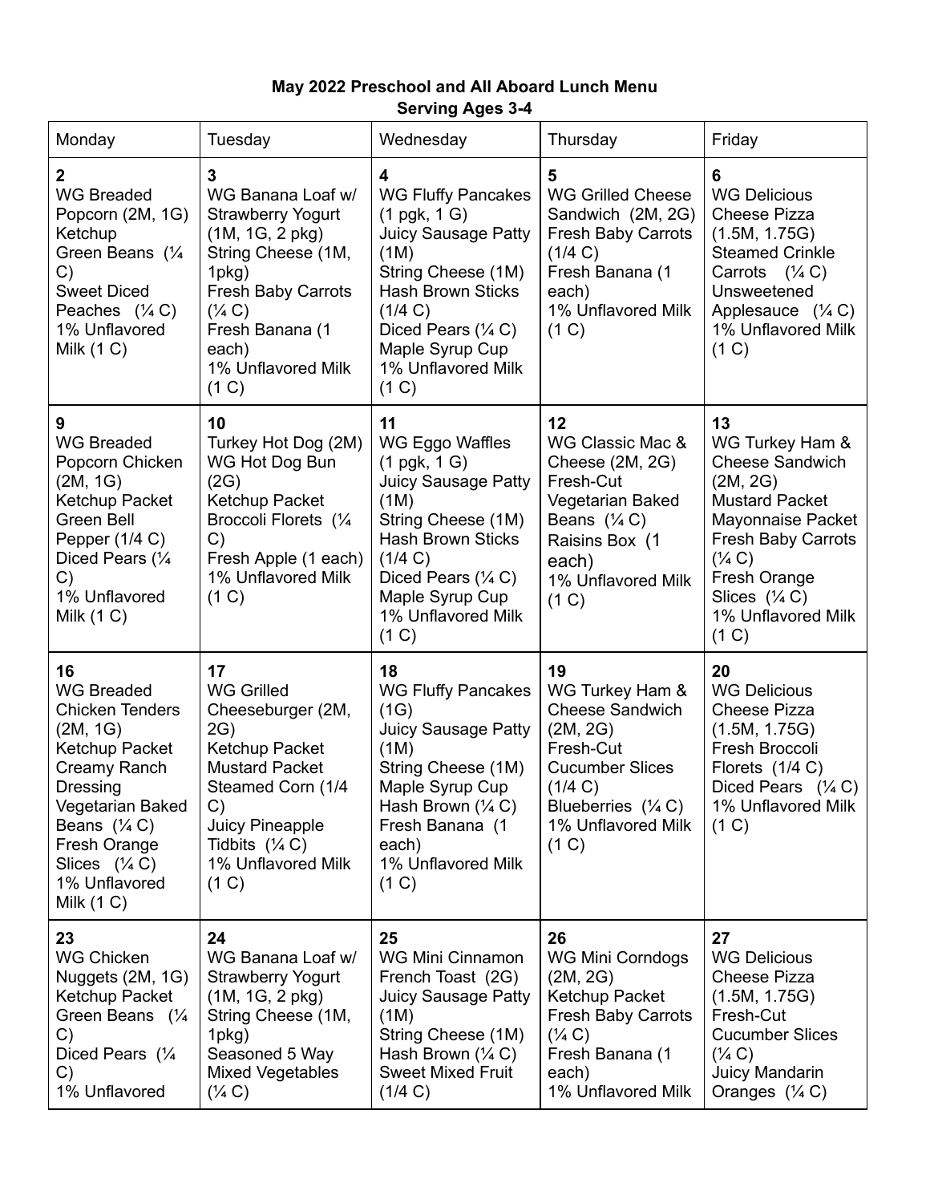**May 2022 Preschool and All Aboard Lunch Menu**
**Serving Ages 3-4**

| Monday | Tuesday | Wednesday | Thursday | Friday |
|---|---|---|---|---|
| **2**<br>WG Breaded Popcorn (2M, 1G)<br>Ketchup<br>Green Beans (¼ C)<br>Sweet Diced Peaches (¼ C)<br>1% Unflavored Milk (1 C) | **3**<br>WG Banana Loaf w/ Strawberry Yogurt (1M, 1G, 2 pkg)<br>String Cheese (1M, 1pkg)<br>Fresh Baby Carrots (¼ C)<br>Fresh Banana (1 each)<br>1% Unflavored Milk (1 C) | **4**<br>WG Fluffy Pancakes (1 pgk, 1 G)<br>Juicy Sausage Patty (1M)<br>String Cheese (1M)<br>Hash Brown Sticks (1/4 C)<br>Diced Pears (¼ C)<br>Maple Syrup Cup<br>1% Unflavored Milk (1 C) | **5**<br>WG Grilled Cheese Sandwich (2M, 2G)<br>Fresh Baby Carrots (1/4 C)<br>Fresh Banana (1 each)<br>1% Unflavored Milk (1 C) | **6**<br>WG Delicious Cheese Pizza (1.5M, 1.75G)<br>Steamed Crinkle Carrots (¼ C)<br>Unsweetened Applesauce (¼ C)<br>1% Unflavored Milk (1 C) |
| **9**<br>WG Breaded Popcorn Chicken (2M, 1G)<br>Ketchup Packet<br>Green Bell Pepper (1/4 C)<br>Diced Pears (¼ C)<br>1% Unflavored Milk (1 C) | **10**<br>Turkey Hot Dog (2M)<br>WG Hot Dog Bun (2G)<br>Ketchup Packet<br>Broccoli Florets (¼ C)<br>Fresh Apple (1 each)<br>1% Unflavored Milk (1 C) | **11**<br>WG Eggo Waffles (1 pgk, 1 G)<br>Juicy Sausage Patty (1M)<br>String Cheese (1M)<br>Hash Brown Sticks (1/4 C)<br>Diced Pears (¼ C)<br>Maple Syrup Cup<br>1% Unflavored Milk (1 C) | **12**<br>WG Classic Mac & Cheese (2M, 2G)<br>Fresh-Cut Vegetarian Baked Beans (¼ C)<br>Raisins Box (1 each)<br>1% Unflavored Milk (1 C) | **13**<br>WG Turkey Ham & Cheese Sandwich (2M, 2G)<br>Mustard Packet<br>Mayonnaise Packet<br>Fresh Baby Carrots (¼ C)<br>Fresh Orange Slices (¼ C)<br>1% Unflavored Milk (1 C) |
| **16**<br>WG Breaded Chicken Tenders (2M, 1G)<br>Ketchup Packet<br>Creamy Ranch Dressing<br>Vegetarian Baked Beans (¼ C)<br>Fresh Orange Slices (¼ C)<br>1% Unflavored Milk (1 C) | **17**<br>WG Grilled Cheeseburger (2M, 2G)<br>Ketchup Packet<br>Mustard Packet<br>Steamed Corn (1/4 C)<br>Juicy Pineapple Tidbits (¼ C)<br>1% Unflavored Milk (1 C) | **18**<br>WG Fluffy Pancakes (1G)<br>Juicy Sausage Patty (1M)<br>String Cheese (1M)<br>Maple Syrup Cup<br>Hash Brown (¼ C)<br>Fresh Banana (1 each)<br>1% Unflavored Milk (1 C) | **19**<br>WG Turkey Ham & Cheese Sandwich (2M, 2G)<br>Fresh-Cut Cucumber Slices (1/4 C)<br>Blueberries (¼ C)<br>1% Unflavored Milk (1 C) | **20**<br>WG Delicious Cheese Pizza (1.5M, 1.75G)<br>Fresh Broccoli Florets (1/4 C)<br>Diced Pears (¼ C)<br>1% Unflavored Milk (1 C) |
| **23**<br>WG Chicken Nuggets (2M, 1G)<br>Ketchup Packet<br>Green Beans (¼ C)<br>Diced Pears (¼ C)<br>1% Unflavored | **24**<br>WG Banana Loaf w/ Strawberry Yogurt (1M, 1G, 2 pkg)<br>String Cheese (1M, 1pkg)<br>Seasoned 5 Way Mixed Vegetables (¼ C) | **25**<br>WG Mini Cinnamon French Toast (2G)<br>Juicy Sausage Patty (1M)<br>String Cheese (1M)<br>Hash Brown (¼ C)<br>Sweet Mixed Fruit (1/4 C) | **26**<br>WG Mini Corndogs (2M, 2G)<br>Ketchup Packet<br>Fresh Baby Carrots (¼ C)<br>Fresh Banana (1 each)<br>1% Unflavored Milk | **27**<br>WG Delicious Cheese Pizza (1.5M, 1.75G)<br>Fresh-Cut Cucumber Slices (¼ C)<br>Juicy Mandarin Oranges (¼ C) |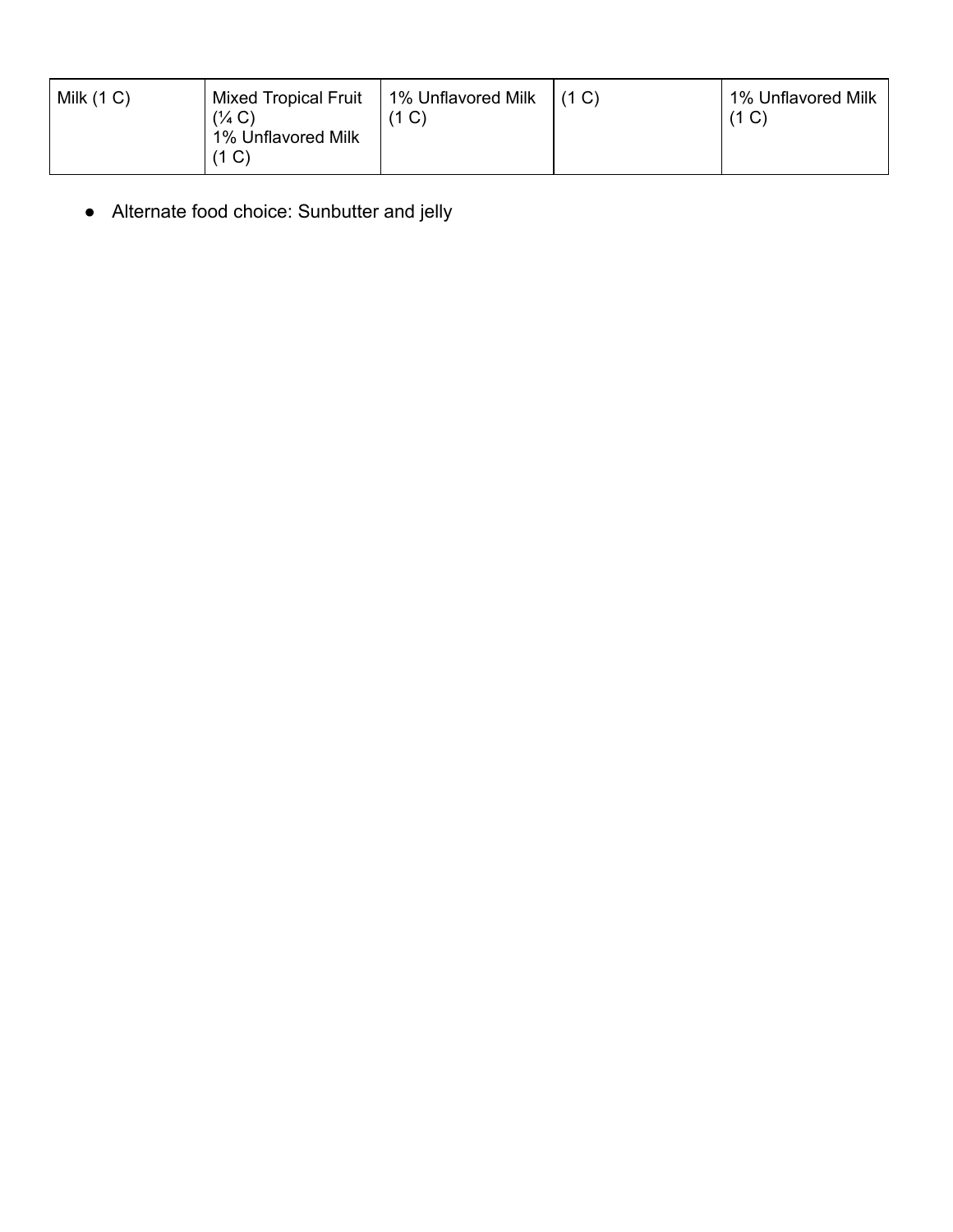| | | | | |
|---|---|---|---|---|
| Milk (1 C) | Mixed Tropical Fruit (¼ C)<br>1% Unflavored Milk (1 C) | 1% Unflavored Milk (1 C) | (1 C) | 1% Unflavored Milk (1 C) |

- Alternate food choice: Sunbutter and jelly